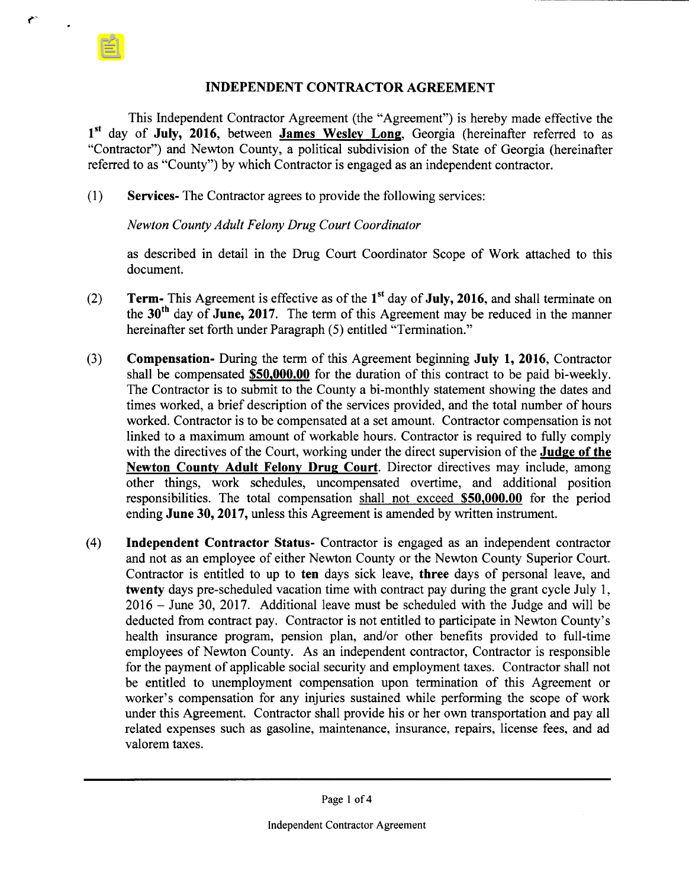# INDEPENDENT CONTRACTOR AGREEMENT

This Independent Contractor Agreement (the "Agreement") is hereby made effective the **1st** day of **July, 2016**, between **James Wesley Long**, Georgia (hereinafter referred to as "Contractor") and Newton County, a political subdivision of the State of Georgia (hereinafter referred to as "County") by which Contractor is engaged as an independent contractor.

(1) **Services-** The Contractor agrees to provide the following services:

*Newton County Adult Felony Drug Court Coordinator*

as described in detail in the Drug Court Coordinator Scope of Work attached to this document.

(2) **Term-** This Agreement is effective as of the **1st** day of **July, 2016**, and shall terminate on the **30th** day of **June, 2017**. The term of this Agreement may be reduced in the manner hereinafter set forth under Paragraph (5) entitled "Termination."

(3) **Compensation-** During the term of this Agreement beginning **July 1, 2016**, Contractor shall be compensated **$50,000.00** for the duration of this contract to be paid bi-weekly. The Contractor is to submit to the County a bi-monthly statement showing the dates and times worked, a brief description of the services provided, and the total number of hours worked. Contractor is to be compensated at a set amount. Contractor compensation is not linked to a maximum amount of workable hours. Contractor is required to fully comply with the directives of the Court, working under the direct supervision of the **Judge of the Newton County Adult Felony Drug Court**. Director directives may include, among other things, work schedules, uncompensated overtime, and additional position responsibilities. The total compensation shall not exceed **$50,000.00** for the period ending **June 30, 2017,** unless this Agreement is amended by written instrument.

(4) **Independent Contractor Status-** Contractor is engaged as an independent contractor and not as an employee of either Newton County or the Newton County Superior Court. Contractor is entitled to up to **ten** days sick leave, **three** days of personal leave, and **twenty** days pre-scheduled vacation time with contract pay during the grant cycle July 1, 2016 – June 30, 2017. Additional leave must be scheduled with the Judge and will be deducted from contract pay. Contractor is not entitled to participate in Newton County's health insurance program, pension plan, and/or other benefits provided to full-time employees of Newton County. As an independent contractor, Contractor is responsible for the payment of applicable social security and employment taxes. Contractor shall not be entitled to unemployment compensation upon termination of this Agreement or worker's compensation for any injuries sustained while performing the scope of work under this Agreement. Contractor shall provide his or her own transportation and pay all related expenses such as gasoline, maintenance, insurance, repairs, license fees, and ad valorem taxes.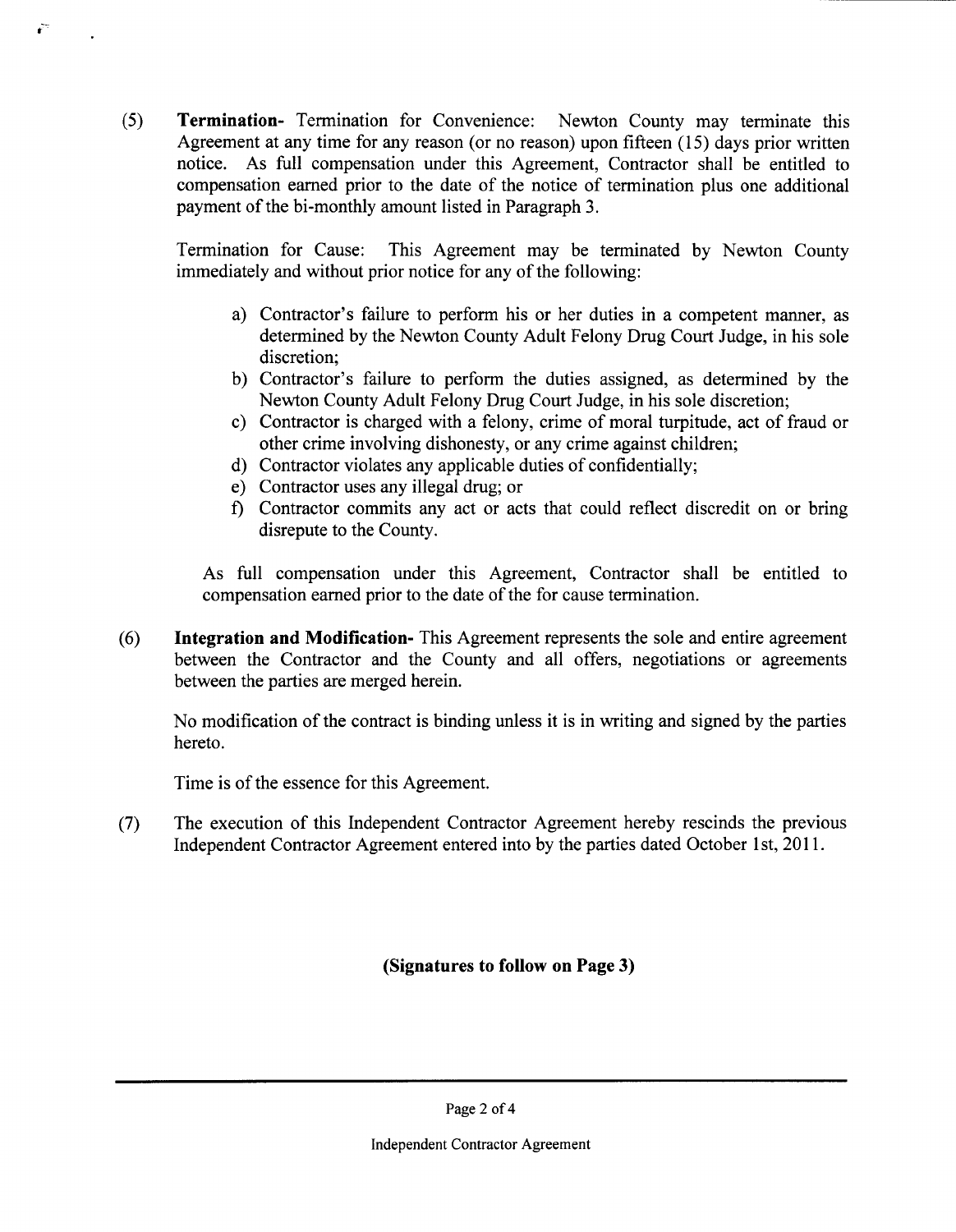(5) **Termination-** Termination for Convenience: Newton County may terminate this Agreement at any time for any reason (or no reason) upon fifteen (15) days prior written notice. As full compensation under this Agreement, Contractor shall be entitled to compensation earned prior to the date of the notice of termination plus one additional payment of the bi-monthly amount listed in Paragraph 3.

Termination for Cause: This Agreement may be terminated by Newton County immediately and without prior notice for any of the following:

a) Contractor's failure to perform his or her duties in a competent manner, as determined by the Newton County Adult Felony Drug Court Judge, in his sole discretion;
b) Contractor's failure to perform the duties assigned, as determined by the Newton County Adult Felony Drug Court Judge, in his sole discretion;
c) Contractor is charged with a felony, crime of moral turpitude, act of fraud or other crime involving dishonesty, or any crime against children;
d) Contractor violates any applicable duties of confidentially;
e) Contractor uses any illegal drug; or
f) Contractor commits any act or acts that could reflect discredit on or bring disrepute to the County.

As full compensation under this Agreement, Contractor shall be entitled to compensation earned prior to the date of the for cause termination.

(6) **Integration and Modification-** This Agreement represents the sole and entire agreement between the Contractor and the County and all offers, negotiations or agreements between the parties are merged herein.

No modification of the contract is binding unless it is in writing and signed by the parties hereto.

Time is of the essence for this Agreement.

(7) The execution of this Independent Contractor Agreement hereby rescinds the previous Independent Contractor Agreement entered into by the parties dated October 1st, 2011.

**(Signatures to follow on Page 3)**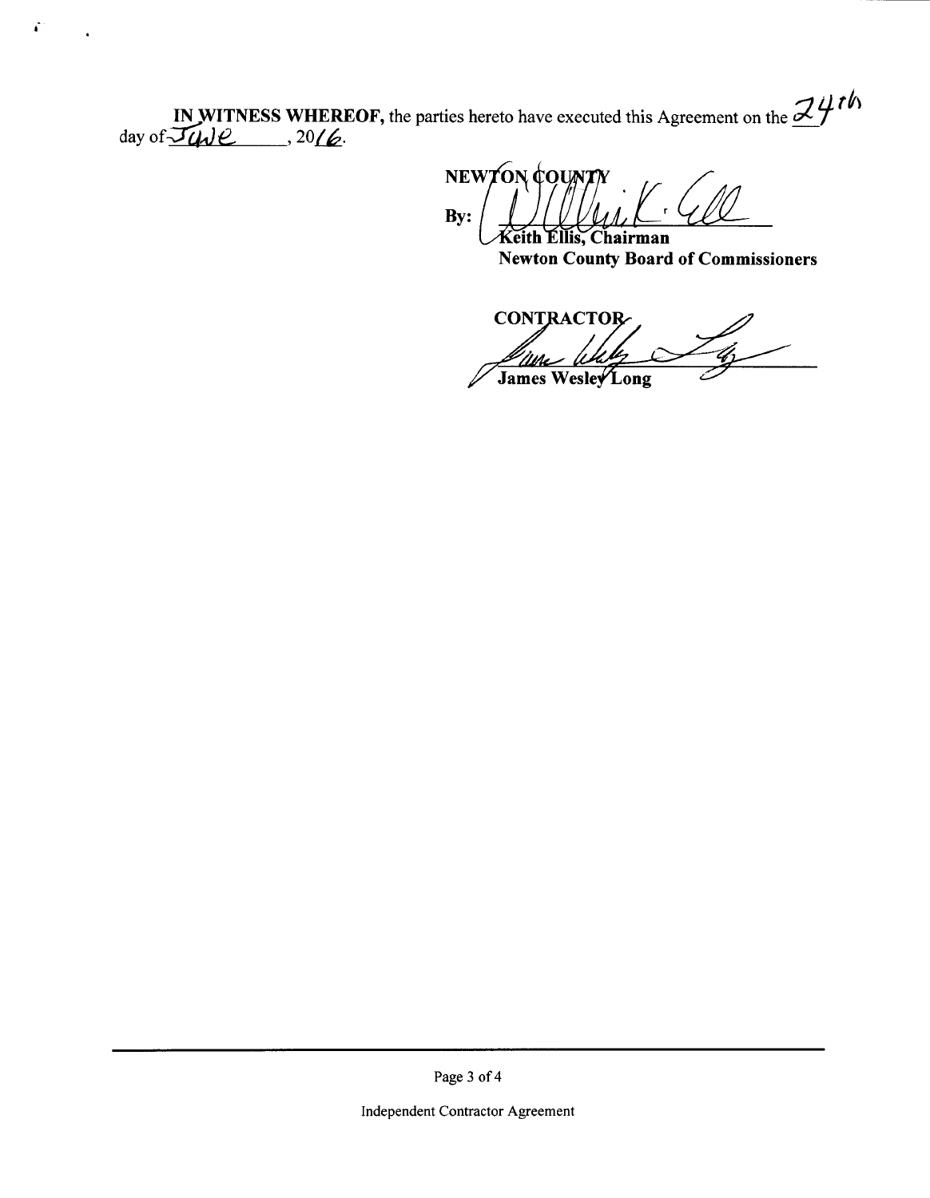**IN WITNESS WHEREOF,** the parties hereto have executed this Agreement on the 24th day of June, 2016.

**NEWTON COUNTY**

**By:** ______________________________
**Keith Ellis, Chairman**
**Newton County Board of Commissioners**

**CONTRACTOR**

______________________________
**James Wesley Long**

Independent Contractor Agreement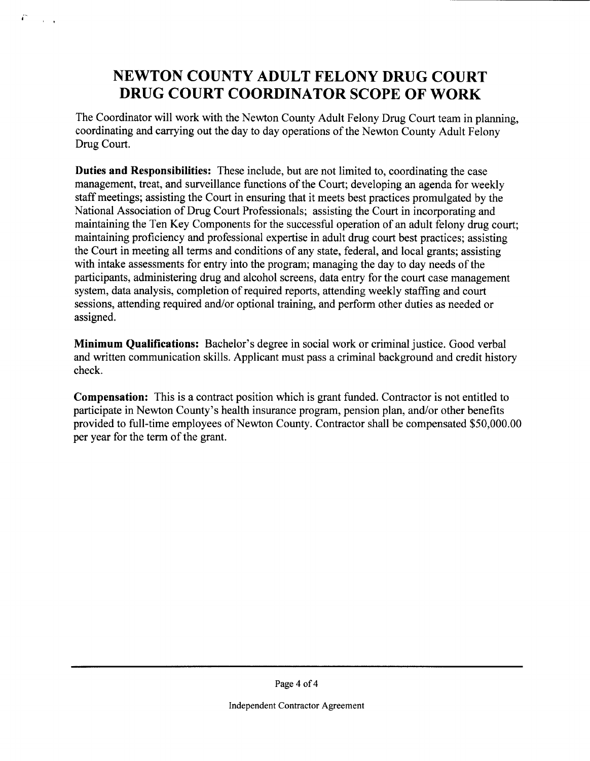# NEWTON COUNTY ADULT FELONY DRUG COURT DRUG COURT COORDINATOR SCOPE OF WORK

The Coordinator will work with the Newton County Adult Felony Drug Court team in planning, coordinating and carrying out the day to day operations of the Newton County Adult Felony Drug Court.

**Duties and Responsibilities:** These include, but are not limited to, coordinating the case management, treat, and surveillance functions of the Court; developing an agenda for weekly staff meetings; assisting the Court in ensuring that it meets best practices promulgated by the National Association of Drug Court Professionals; assisting the Court in incorporating and maintaining the Ten Key Components for the successful operation of an adult felony drug court; maintaining proficiency and professional expertise in adult drug court best practices; assisting the Court in meeting all terms and conditions of any state, federal, and local grants; assisting with intake assessments for entry into the program; managing the day to day needs of the participants, administering drug and alcohol screens, data entry for the court case management system, data analysis, completion of required reports, attending weekly staffing and court sessions, attending required and/or optional training, and perform other duties as needed or assigned.

**Minimum Qualifications:** Bachelor's degree in social work or criminal justice. Good verbal and written communication skills. Applicant must pass a criminal background and credit history check.

**Compensation:** This is a contract position which is grant funded. Contractor is not entitled to participate in Newton County's health insurance program, pension plan, and/or other benefits provided to full-time employees of Newton County. Contractor shall be compensated $50,000.00 per year for the term of the grant.